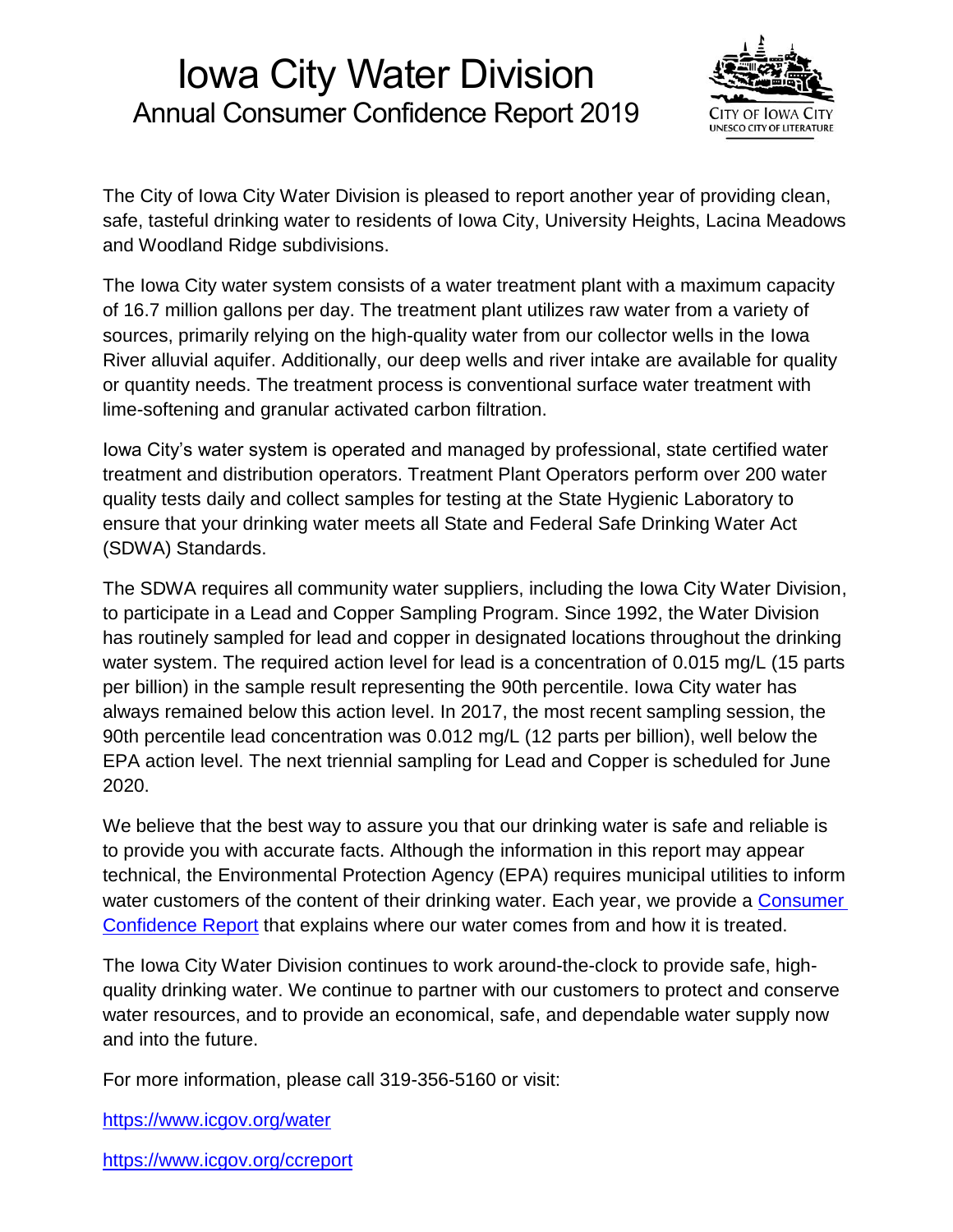# Iowa City Water Division

## Annual Consumer Confidence Report 2019

CITY OF IOWA CITY
UNESCO CITY OF LITERATURE

The City of Iowa City Water Division is pleased to report another year of providing clean, safe, tasteful drinking water to residents of Iowa City, University Heights, Lacina Meadows and Woodland Ridge subdivisions.

The Iowa City water system consists of a water treatment plant with a maximum capacity of 16.7 million gallons per day. The treatment plant utilizes raw water from a variety of sources, primarily relying on the high-quality water from our collector wells in the Iowa River alluvial aquifer. Additionally, our deep wells and river intake are available for quality or quantity needs. The treatment process is conventional surface water treatment with lime-softening and granular activated carbon filtration.

Iowa City's water system is operated and managed by professional, state certified water treatment and distribution operators. Treatment Plant Operators perform over 200 water quality tests daily and collect samples for testing at the State Hygienic Laboratory to ensure that your drinking water meets all State and Federal Safe Drinking Water Act (SDWA) Standards.

The SDWA requires all community water suppliers, including the Iowa City Water Division, to participate in a Lead and Copper Sampling Program. Since 1992, the Water Division has routinely sampled for lead and copper in designated locations throughout the drinking water system. The required action level for lead is a concentration of 0.015 mg/L (15 parts per billion) in the sample result representing the 90th percentile. Iowa City water has always remained below this action level. In 2017, the most recent sampling session, the 90th percentile lead concentration was 0.012 mg/L (12 parts per billion), well below the EPA action level. The next triennial sampling for Lead and Copper is scheduled for June 2020.

We believe that the best way to assure you that our drinking water is safe and reliable is to provide you with accurate facts. Although the information in this report may appear technical, the Environmental Protection Agency (EPA) requires municipal utilities to inform water customers of the content of their drinking water. Each year, we provide a Consumer Confidence Report that explains where our water comes from and how it is treated.

The Iowa City Water Division continues to work around-the-clock to provide safe, high-quality drinking water. We continue to partner with our customers to protect and conserve water resources, and to provide an economical, safe, and dependable water supply now and into the future.

For more information, please call 319-356-5160 or visit:

https://www.icgov.org/water

https://www.icgov.org/ccreport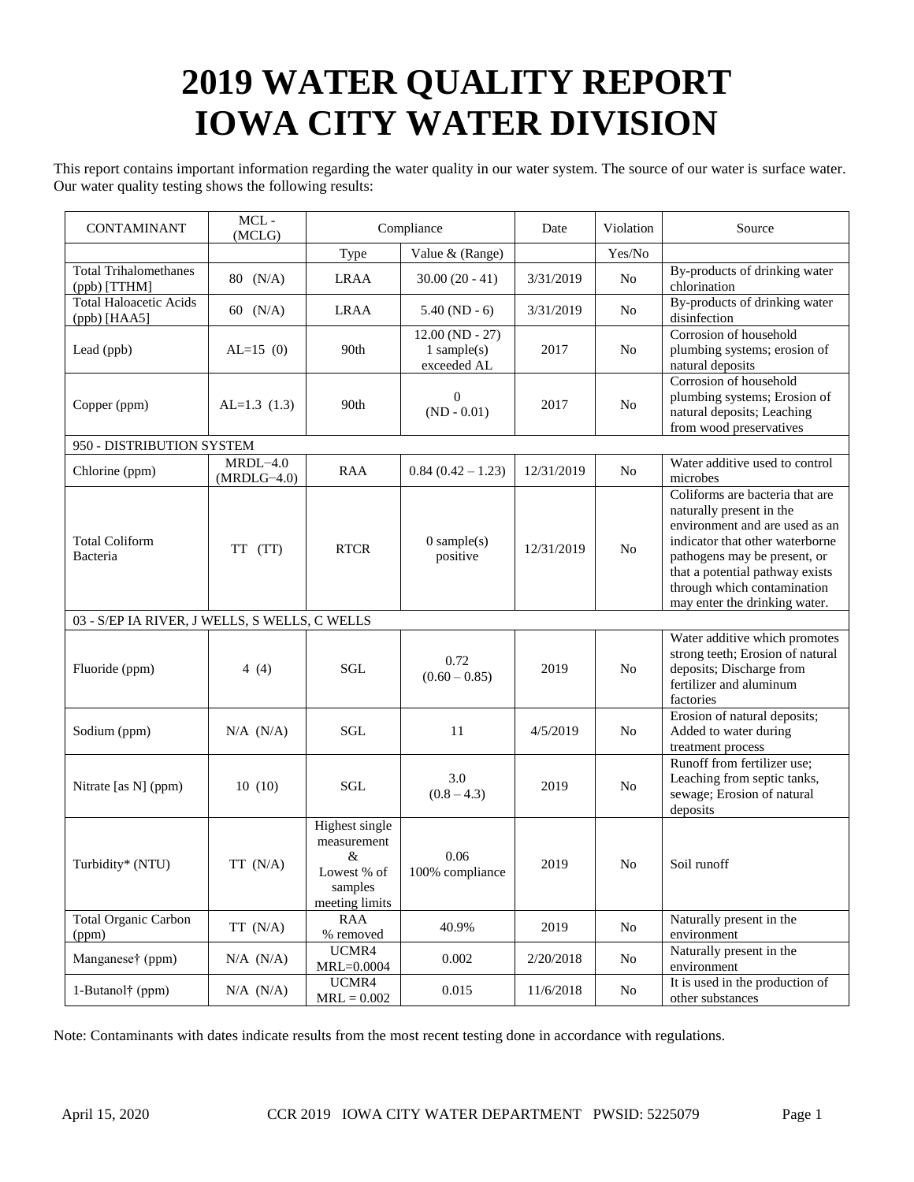# 2019 WATER QUALITY REPORT
# IOWA CITY WATER DIVISION

This report contains important information regarding the water quality in our water system. The source of our water is surface water. Our water quality testing shows the following results:

| CONTAMINANT | MCL - (MCLG) | Compliance | | Date | Violation | Source |
|---|---|---|---|---|---|---|
| | | Type | Value & (Range) | | Yes/No | |
| Total Trihalomethanes (ppb) [TTHM] | 80 (N/A) | LRAA | 30.00 (20 - 41) | 3/31/2019 | No | By-products of drinking water chlorination |
| Total Haloacetic Acids (ppb) [HAA5] | 60 (N/A) | LRAA | 5.40 (ND - 6) | 3/31/2019 | No | By-products of drinking water disinfection |
| Lead (ppb) | AL=15 (0) | 90th | 12.00 (ND - 27) 1 sample(s) exceeded AL | 2017 | No | Corrosion of household plumbing systems; erosion of natural deposits |
| Copper (ppm) | AL=1.3 (1.3) | 90th | 0 (ND - 0.01) | 2017 | No | Corrosion of household plumbing systems; Erosion of natural deposits; Leaching from wood preservatives |
| 950 - DISTRIBUTION SYSTEM | | | | | | |
| Chlorine (ppm) | MRDL=4.0 (MRDLG=4.0) | RAA | 0.84 (0.42 – 1.23) | 12/31/2019 | No | Water additive used to control microbes |
| Total Coliform Bacteria | TT (TT) | RTCR | 0 sample(s) positive | 12/31/2019 | No | Coliforms are bacteria that are naturally present in the environment and are used as an indicator that other waterborne pathogens may be present, or that a potential pathway exists through which contamination may enter the drinking water. |
| 03 - S/EP IA RIVER, J WELLS, S WELLS, C WELLS | | | | | | |
| Fluoride (ppm) | 4 (4) | SGL | 0.72 (0.60 – 0.85) | 2019 | No | Water additive which promotes strong teeth; Erosion of natural deposits; Discharge from fertilizer and aluminum factories |
| Sodium (ppm) | N/A (N/A) | SGL | 11 | 4/5/2019 | No | Erosion of natural deposits; Added to water during treatment process |
| Nitrate [as N] (ppm) | 10 (10) | SGL | 3.0 (0.8 – 4.3) | 2019 | No | Runoff from fertilizer use; Leaching from septic tanks, sewage; Erosion of natural deposits |
| Turbidity* (NTU) | TT (N/A) | Highest single measurement & Lowest % of samples meeting limits | 0.06 100% compliance | 2019 | No | Soil runoff |
| Total Organic Carbon (ppm) | TT (N/A) | RAA % removed | 40.9% | 2019 | No | Naturally present in the environment |
| Manganese† (ppm) | N/A (N/A) | UCMR4 MRL=0.0004 | 0.002 | 2/20/2018 | No | Naturally present in the environment |
| 1-Butanol† (ppm) | N/A (N/A) | UCMR4 MRL = 0.002 | 0.015 | 11/6/2018 | No | It is used in the production of other substances |

Note: Contaminants with dates indicate results from the most recent testing done in accordance with regulations.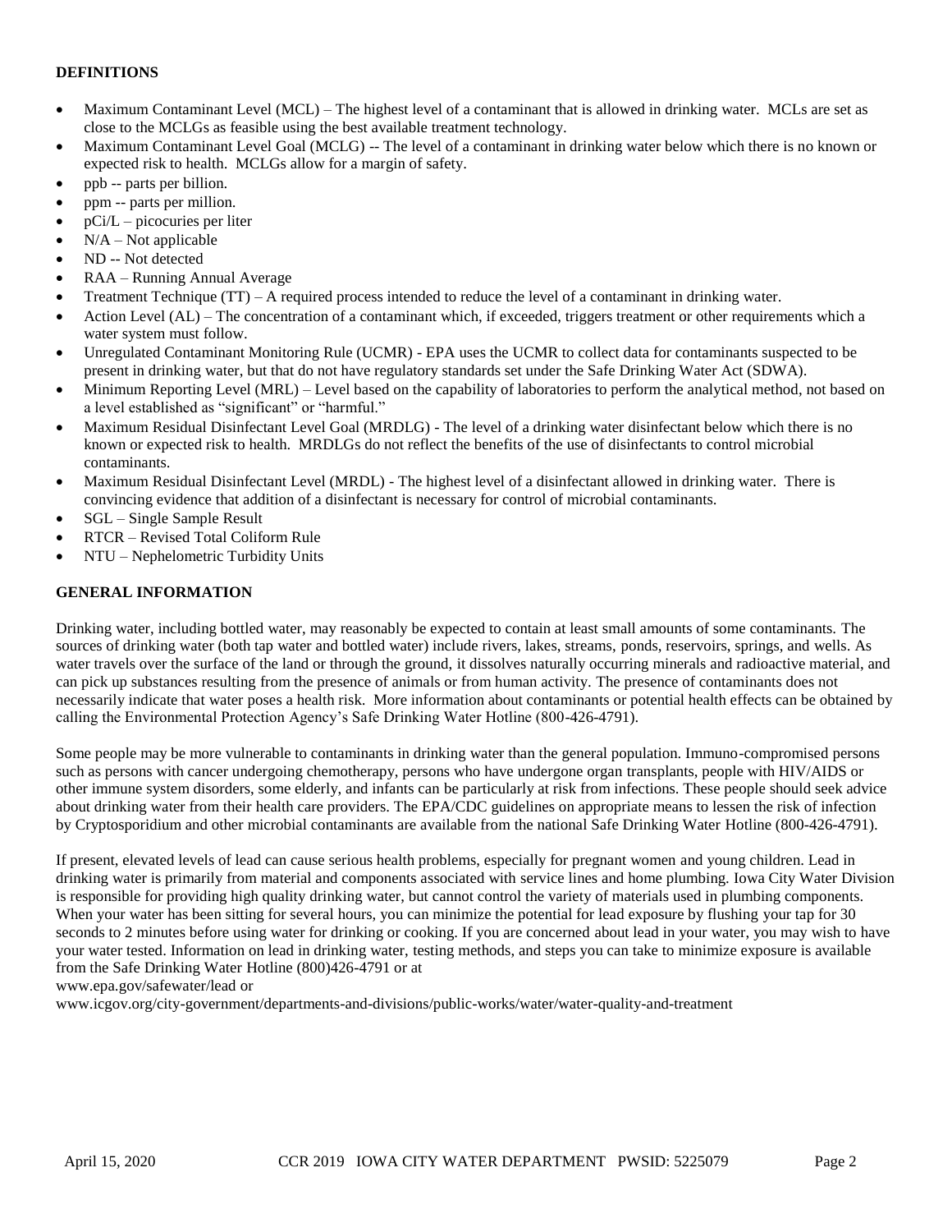**DEFINITIONS**

- Maximum Contaminant Level (MCL) – The highest level of a contaminant that is allowed in drinking water. MCLs are set as close to the MCLGs as feasible using the best available treatment technology.
- Maximum Contaminant Level Goal (MCLG) -- The level of a contaminant in drinking water below which there is no known or expected risk to health. MCLGs allow for a margin of safety.
- ppb -- parts per billion.
- ppm -- parts per million.
- pCi/L – picocuries per liter
- N/A – Not applicable
- ND -- Not detected
- RAA – Running Annual Average
- Treatment Technique (TT) – A required process intended to reduce the level of a contaminant in drinking water.
- Action Level (AL) – The concentration of a contaminant which, if exceeded, triggers treatment or other requirements which a water system must follow.
- Unregulated Contaminant Monitoring Rule (UCMR) - EPA uses the UCMR to collect data for contaminants suspected to be present in drinking water, but that do not have regulatory standards set under the Safe Drinking Water Act (SDWA).
- Minimum Reporting Level (MRL) – Level based on the capability of laboratories to perform the analytical method, not based on a level established as "significant" or "harmful."
- Maximum Residual Disinfectant Level Goal (MRDLG) - The level of a drinking water disinfectant below which there is no known or expected risk to health. MRDLGs do not reflect the benefits of the use of disinfectants to control microbial contaminants.
- Maximum Residual Disinfectant Level (MRDL) - The highest level of a disinfectant allowed in drinking water. There is convincing evidence that addition of a disinfectant is necessary for control of microbial contaminants.
- SGL – Single Sample Result
- RTCR – Revised Total Coliform Rule
- NTU – Nephelometric Turbidity Units

**GENERAL INFORMATION**

Drinking water, including bottled water, may reasonably be expected to contain at least small amounts of some contaminants. The sources of drinking water (both tap water and bottled water) include rivers, lakes, streams, ponds, reservoirs, springs, and wells. As water travels over the surface of the land or through the ground, it dissolves naturally occurring minerals and radioactive material, and can pick up substances resulting from the presence of animals or from human activity. The presence of contaminants does not necessarily indicate that water poses a health risk. More information about contaminants or potential health effects can be obtained by calling the Environmental Protection Agency's Safe Drinking Water Hotline (800-426-4791).

Some people may be more vulnerable to contaminants in drinking water than the general population. Immuno-compromised persons such as persons with cancer undergoing chemotherapy, persons who have undergone organ transplants, people with HIV/AIDS or other immune system disorders, some elderly, and infants can be particularly at risk from infections. These people should seek advice about drinking water from their health care providers. The EPA/CDC guidelines on appropriate means to lessen the risk of infection by Cryptosporidium and other microbial contaminants are available from the national Safe Drinking Water Hotline (800-426-4791).

If present, elevated levels of lead can cause serious health problems, especially for pregnant women and young children. Lead in drinking water is primarily from material and components associated with service lines and home plumbing. Iowa City Water Division is responsible for providing high quality drinking water, but cannot control the variety of materials used in plumbing components. When your water has been sitting for several hours, you can minimize the potential for lead exposure by flushing your tap for 30 seconds to 2 minutes before using water for drinking or cooking. If you are concerned about lead in your water, you may wish to have your water tested. Information on lead in drinking water, testing methods, and steps you can take to minimize exposure is available from the Safe Drinking Water Hotline (800)426-4791 or at
www.epa.gov/safewater/lead or
www.icgov.org/city-government/departments-and-divisions/public-works/water/water-quality-and-treatment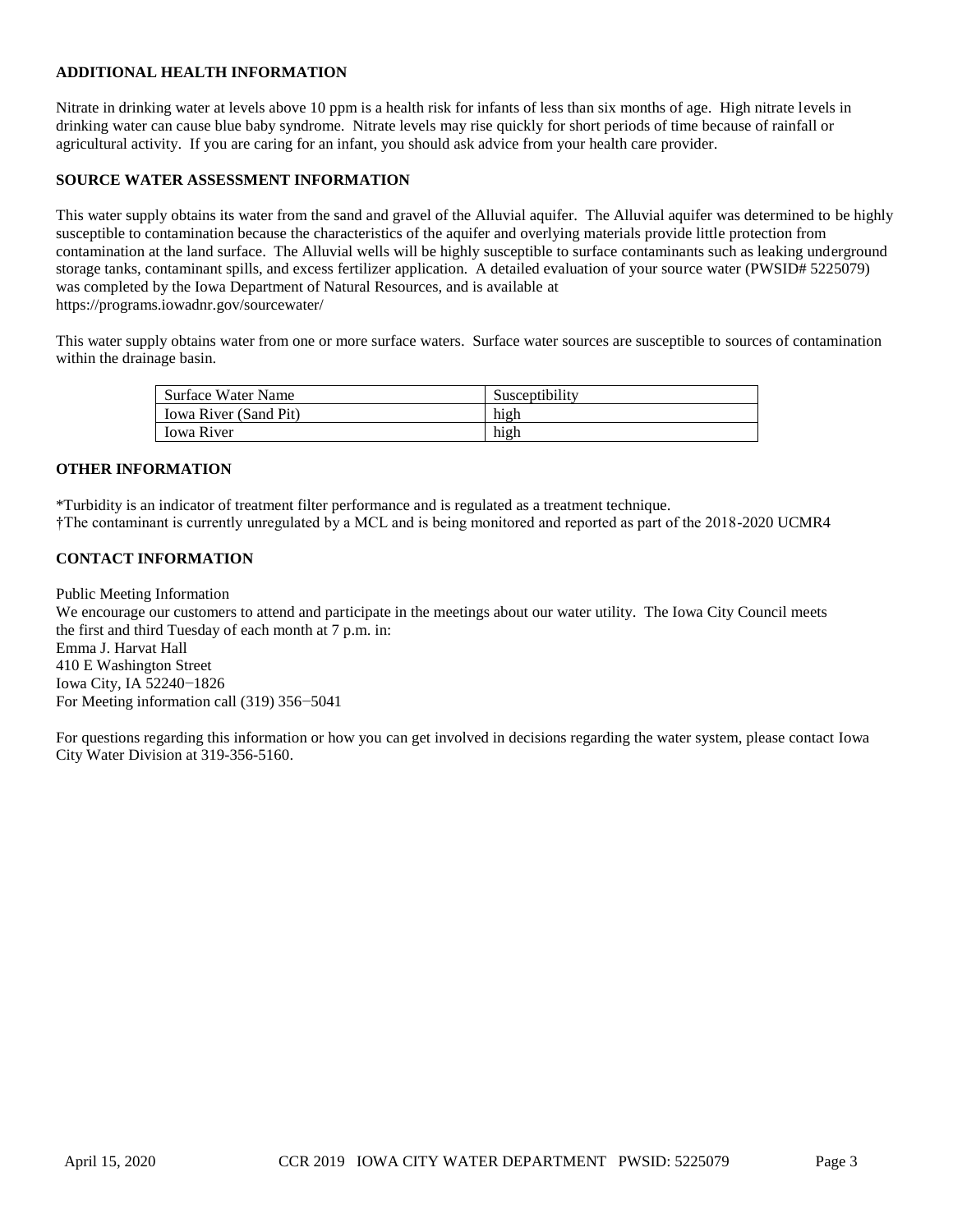## ADDITIONAL HEALTH INFORMATION

Nitrate in drinking water at levels above 10 ppm is a health risk for infants of less than six months of age. High nitrate levels in drinking water can cause blue baby syndrome. Nitrate levels may rise quickly for short periods of time because of rainfall or agricultural activity. If you are caring for an infant, you should ask advice from your health care provider.

## SOURCE WATER ASSESSMENT INFORMATION

This water supply obtains its water from the sand and gravel of the Alluvial aquifer. The Alluvial aquifer was determined to be highly susceptible to contamination because the characteristics of the aquifer and overlying materials provide little protection from contamination at the land surface. The Alluvial wells will be highly susceptible to surface contaminants such as leaking underground storage tanks, contaminant spills, and excess fertilizer application. A detailed evaluation of your source water (PWSID# 5225079) was completed by the Iowa Department of Natural Resources, and is available at https://programs.iowadnr.gov/sourcewater/

This water supply obtains water from one or more surface waters. Surface water sources are susceptible to sources of contamination within the drainage basin.

| Surface Water Name | Susceptibility |
|---|---|
| Iowa River (Sand Pit) | high |
| Iowa River | high |

## OTHER INFORMATION

*Turbidity is an indicator of treatment filter performance and is regulated as a treatment technique.
†The contaminant is currently unregulated by a MCL and is being monitored and reported as part of the 2018-2020 UCMR4

## CONTACT INFORMATION

Public Meeting Information
We encourage our customers to attend and participate in the meetings about our water utility. The Iowa City Council meets the first and third Tuesday of each month at 7 p.m. in:
Emma J. Harvat Hall
410 E Washington Street
Iowa City, IA 52240−1826
For Meeting information call (319) 356−5041

For questions regarding this information or how you can get involved in decisions regarding the water system, please contact Iowa City Water Division at 319-356-5160.